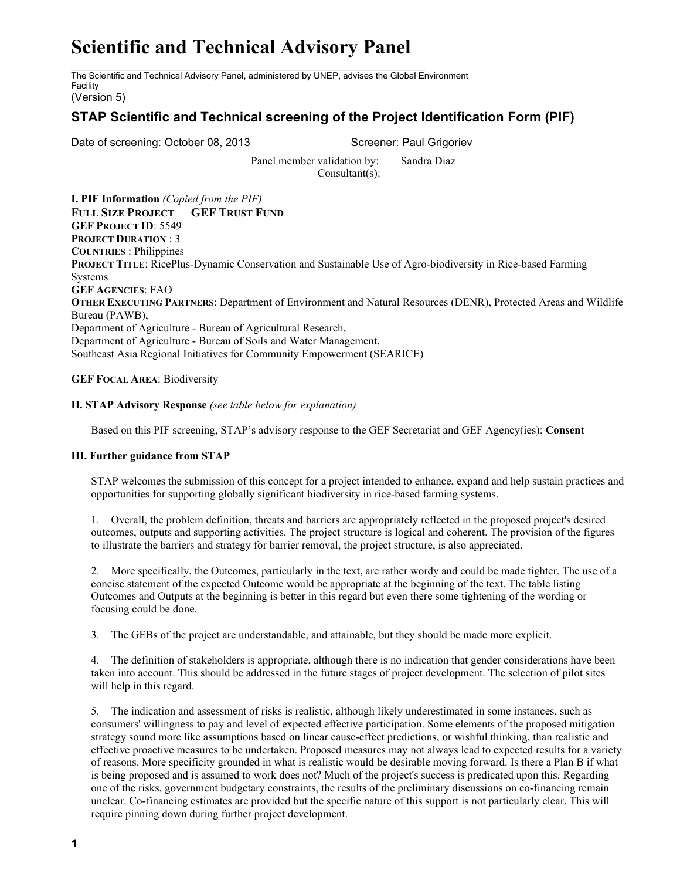# Scientific and Technical Advisory Panel

The Scientific and Technical Advisory Panel, administered by UNEP, advises the Global Environment Facility

(Version 5)

## STAP Scientific and Technical screening of the Project Identification Form (PIF)

Date of screening: October 08, 2013 Screener: Paul Grigoriev

Panel member validation by: Sandra Diaz
Consultant(s):

**I. PIF Information** *(Copied from the PIF)*
**FULL SIZE PROJECT GEF TRUST FUND**
**GEF PROJECT ID**: 5549
**PROJECT DURATION** : 3
**COUNTRIES** : Philippines
**PROJECT TITLE**: RicePlus-Dynamic Conservation and Sustainable Use of Agro-biodiversity in Rice-based Farming Systems
**GEF AGENCIES**: FAO
**OTHER EXECUTING PARTNERS**: Department of Environment and Natural Resources (DENR), Protected Areas and Wildlife Bureau (PAWB),
Department of Agriculture - Bureau of Agricultural Research,
Department of Agriculture - Bureau of Soils and Water Management,
Southeast Asia Regional Initiatives for Community Empowerment (SEARICE)

**GEF FOCAL AREA**: Biodiversity

**II. STAP Advisory Response** *(see table below for explanation)*

Based on this PIF screening, STAP's advisory response to the GEF Secretariat and GEF Agency(ies): **Consent**

**III. Further guidance from STAP**

STAP welcomes the submission of this concept for a project intended to enhance, expand and help sustain practices and opportunities for supporting globally significant biodiversity in rice-based farming systems.

1. Overall, the problem definition, threats and barriers are appropriately reflected in the proposed project's desired outcomes, outputs and supporting activities. The project structure is logical and coherent. The provision of the figures to illustrate the barriers and strategy for barrier removal, the project structure, is also appreciated.

2. More specifically, the Outcomes, particularly in the text, are rather wordy and could be made tighter. The use of a concise statement of the expected Outcome would be appropriate at the beginning of the text. The table listing Outcomes and Outputs at the beginning is better in this regard but even there some tightening of the wording or focusing could be done.

3. The GEBs of the project are understandable, and attainable, but they should be made more explicit.

4. The definition of stakeholders is appropriate, although there is no indication that gender considerations have been taken into account. This should be addressed in the future stages of project development. The selection of pilot sites will help in this regard.

5. The indication and assessment of risks is realistic, although likely underestimated in some instances, such as consumers' willingness to pay and level of expected effective participation. Some elements of the proposed mitigation strategy sound more like assumptions based on linear cause-effect predictions, or wishful thinking, than realistic and effective proactive measures to be undertaken. Proposed measures may not always lead to expected results for a variety of reasons. More specificity grounded in what is realistic would be desirable moving forward. Is there a Plan B if what is being proposed and is assumed to work does not? Much of the project's success is predicated upon this. Regarding one of the risks, government budgetary constraints, the results of the preliminary discussions on co-financing remain unclear. Co-financing estimates are provided but the specific nature of this support is not particularly clear. This will require pinning down during further project development.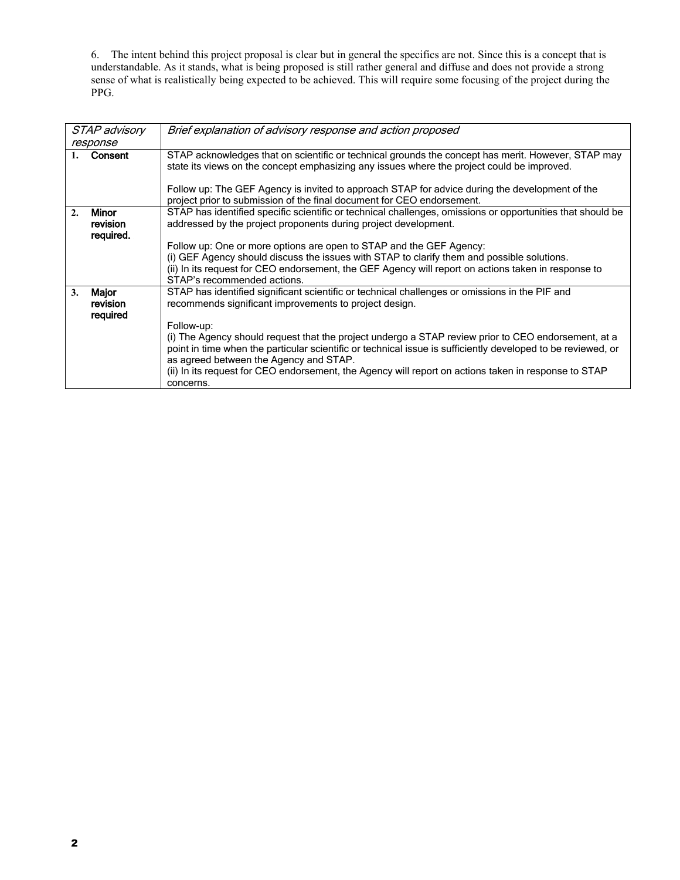6. The intent behind this project proposal is clear but in general the specifics are not. Since this is a concept that is understandable. As it stands, what is being proposed is still rather general and diffuse and does not provide a strong sense of what is realistically being expected to be achieved. This will require some focusing of the project during the PPG.

| *STAP advisory response* | *Brief explanation of advisory response and action proposed* |
|---|---|
| **1. Consent** | STAP acknowledges that on scientific or technical grounds the concept has merit. However, STAP may state its views on the concept emphasizing any issues where the project could be improved.<br><br>Follow up: The GEF Agency is invited to approach STAP for advice during the development of the project prior to submission of the final document for CEO endorsement. |
| **2. Minor revision required.** | STAP has identified specific scientific or technical challenges, omissions or opportunities that should be addressed by the project proponents during project development.<br><br>Follow up: One or more options are open to STAP and the GEF Agency:<br>(i) GEF Agency should discuss the issues with STAP to clarify them and possible solutions.<br>(ii) In its request for CEO endorsement, the GEF Agency will report on actions taken in response to STAP's recommended actions. |
| **3. Major revision required** | STAP has identified significant scientific or technical challenges or omissions in the PIF and recommends significant improvements to project design.<br><br>Follow-up:<br>(i) The Agency should request that the project undergo a STAP review prior to CEO endorsement, at a point in time when the particular scientific or technical issue is sufficiently developed to be reviewed, or as agreed between the Agency and STAP.<br>(ii) In its request for CEO endorsement, the Agency will report on actions taken in response to STAP concerns. |